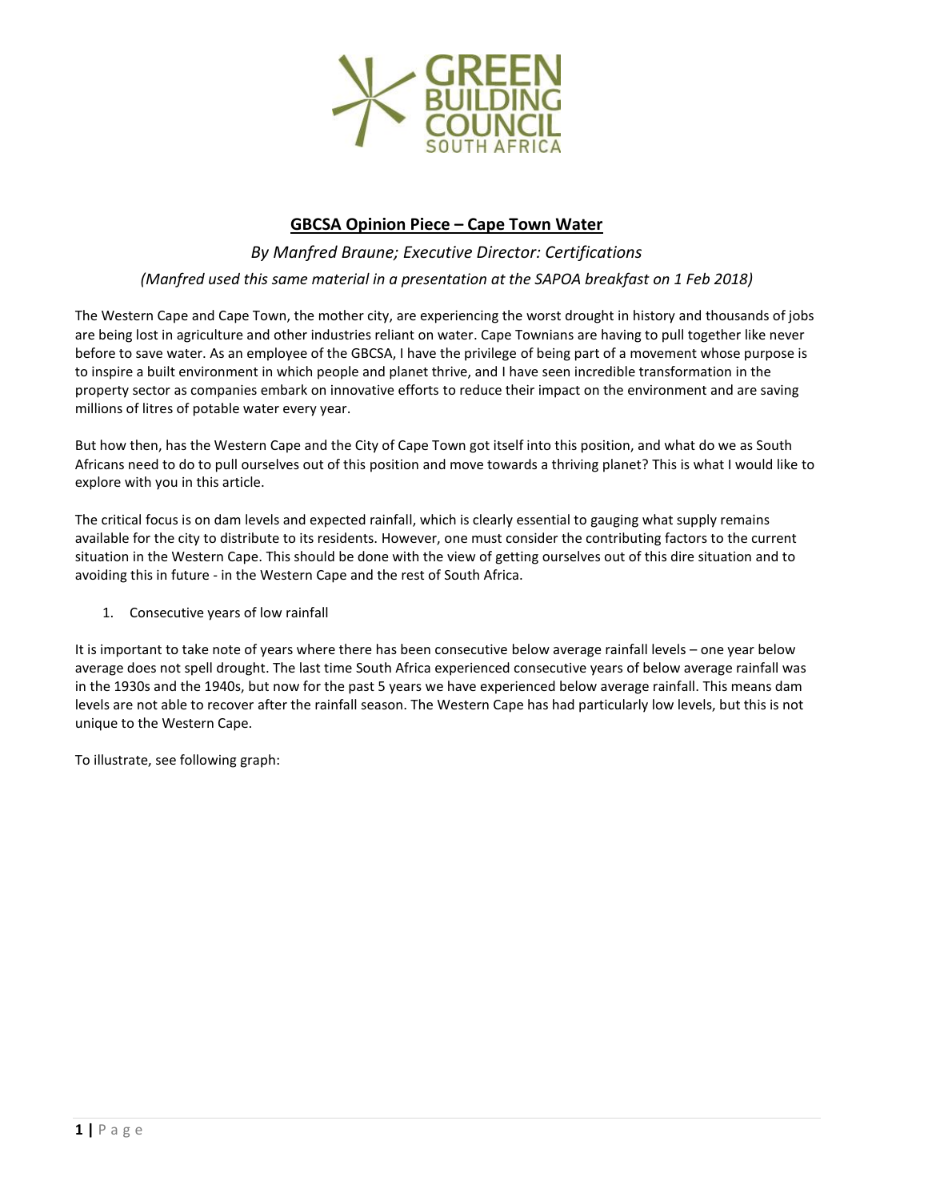# GBCSA Opinion Piece – Cape Town Water

*By Manfred Braune; Executive Director: Certifications*

*(Manfred used this same material in a presentation at the SAPOA breakfast on 1 Feb 2018)*

The Western Cape and Cape Town, the mother city, are experiencing the worst drought in history and thousands of jobs are being lost in agriculture and other industries reliant on water. Cape Townians are having to pull together like never before to save water. As an employee of the GBCSA, I have the privilege of being part of a movement whose purpose is to inspire a built environment in which people and planet thrive, and I have seen incredible transformation in the property sector as companies embark on innovative efforts to reduce their impact on the environment and are saving millions of litres of potable water every year.

But how then, has the Western Cape and the City of Cape Town got itself into this position, and what do we as South Africans need to do to pull ourselves out of this position and move towards a thriving planet? This is what I would like to explore with you in this article.

The critical focus is on dam levels and expected rainfall, which is clearly essential to gauging what supply remains available for the city to distribute to its residents. However, one must consider the contributing factors to the current situation in the Western Cape. This should be done with the view of getting ourselves out of this dire situation and to avoiding this in future - in the Western Cape and the rest of South Africa.

1. Consecutive years of low rainfall

It is important to take note of years where there has been consecutive below average rainfall levels – one year below average does not spell drought. The last time South Africa experienced consecutive years of below average rainfall was in the 1930s and the 1940s, but now for the past 5 years we have experienced below average rainfall. This means dam levels are not able to recover after the rainfall season. The Western Cape has had particularly low levels, but this is not unique to the Western Cape.

To illustrate, see following graph: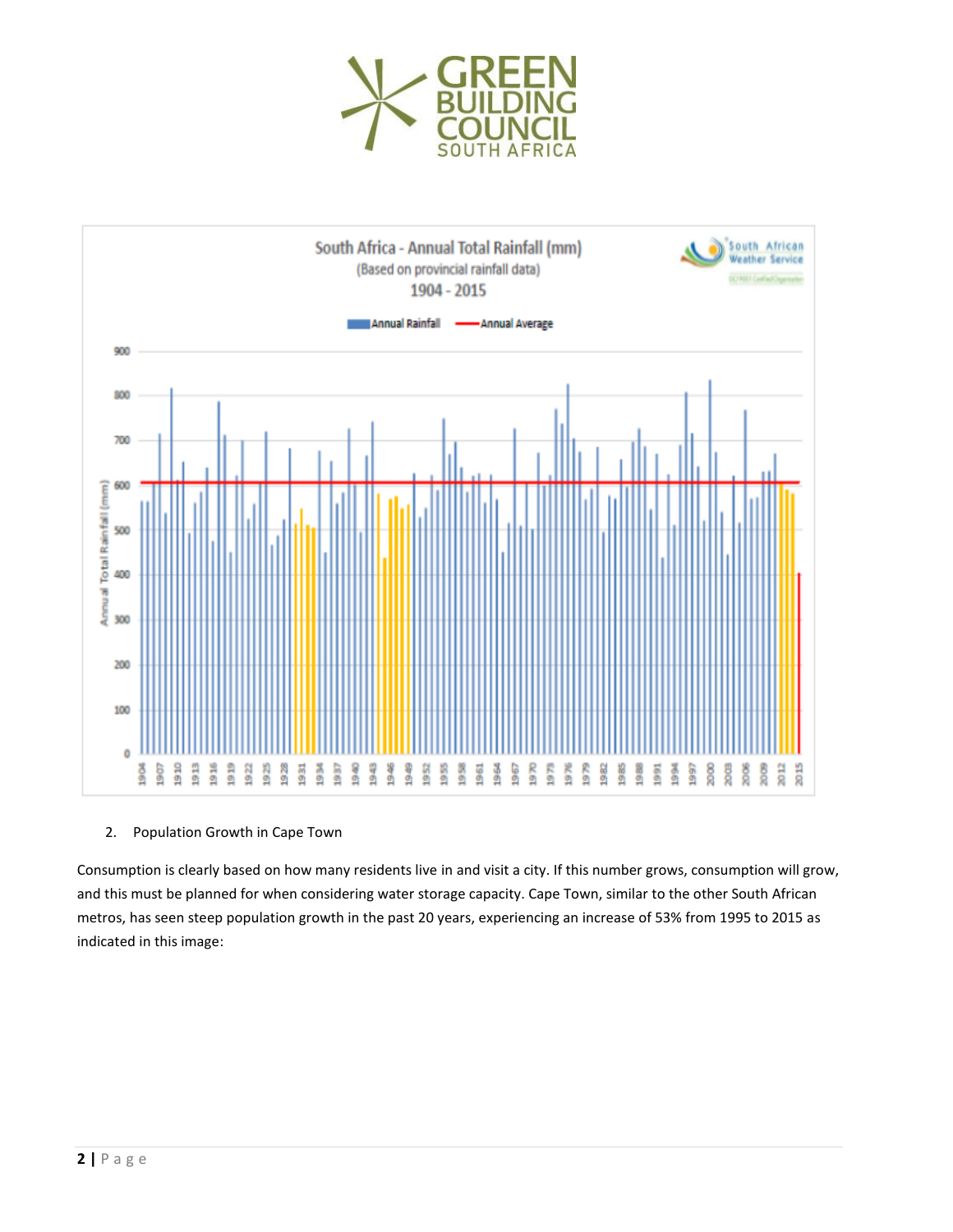2. Population Growth in Cape Town

Consumption is clearly based on how many residents live in and visit a city. If this number grows, consumption will grow, and this must be planned for when considering water storage capacity. Cape Town, similar to the other South African metros, has seen steep population growth in the past 20 years, experiencing an increase of 53% from 1995 to 2015 as indicated in this image: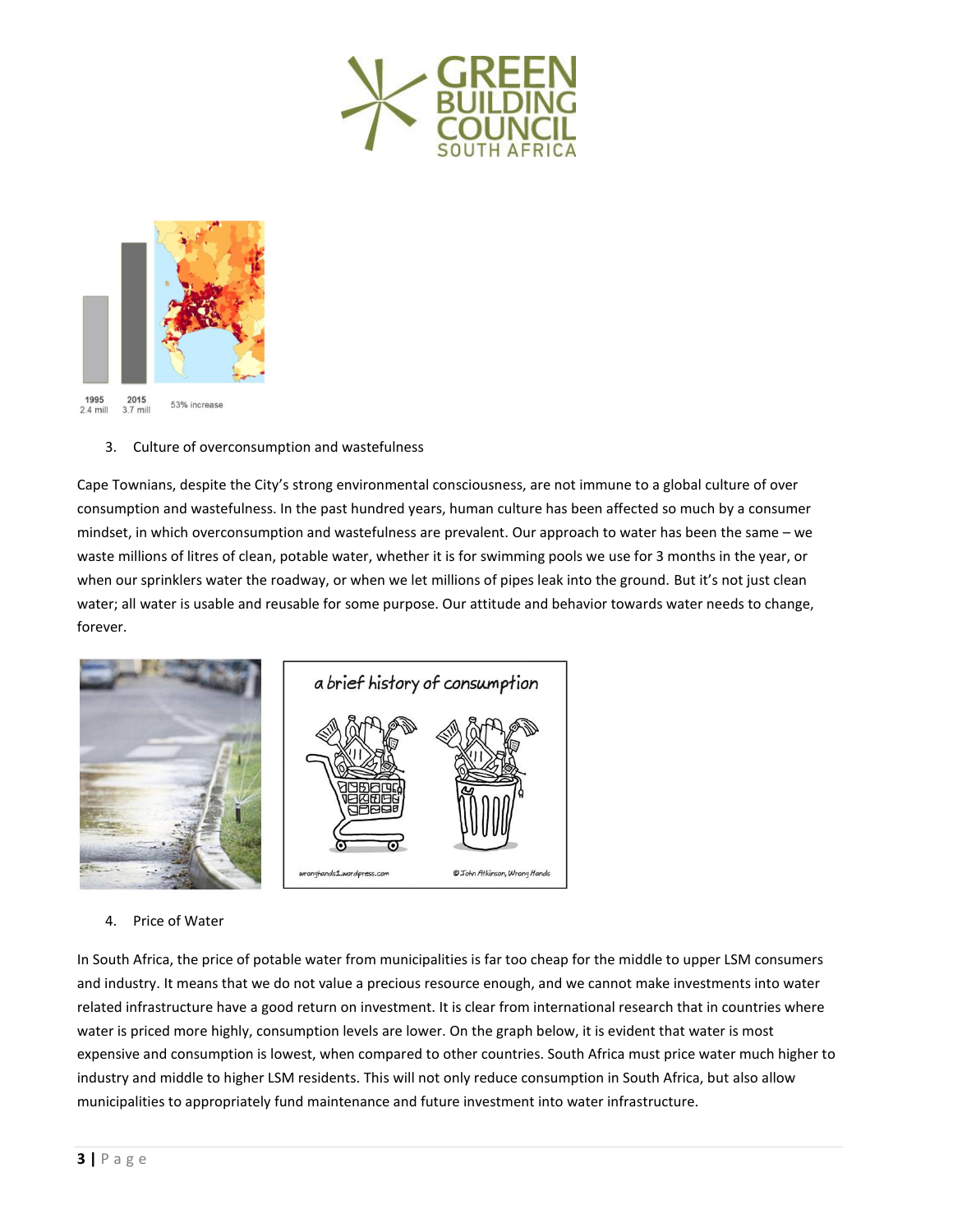1995
2.4 mill

2015
3.7 mill

53% increase

3. Culture of overconsumption and wastefulness

Cape Townians, despite the City's strong environmental consciousness, are not immune to a global culture of over consumption and wastefulness. In the past hundred years, human culture has been affected so much by a consumer mindset, in which overconsumption and wastefulness are prevalent. Our approach to water has been the same – we waste millions of litres of clean, potable water, whether it is for swimming pools we use for 3 months in the year, or when our sprinklers water the roadway, or when we let millions of pipes leak into the ground. But it's not just clean water; all water is usable and reusable for some purpose. Our attitude and behavior towards water needs to change, forever.

4. Price of Water

In South Africa, the price of potable water from municipalities is far too cheap for the middle to upper LSM consumers and industry. It means that we do not value a precious resource enough, and we cannot make investments into water related infrastructure have a good return on investment. It is clear from international research that in countries where water is priced more highly, consumption levels are lower. On the graph below, it is evident that water is most expensive and consumption is lowest, when compared to other countries. South Africa must price water much higher to industry and middle to higher LSM residents. This will not only reduce consumption in South Africa, but also allow municipalities to appropriately fund maintenance and future investment into water infrastructure.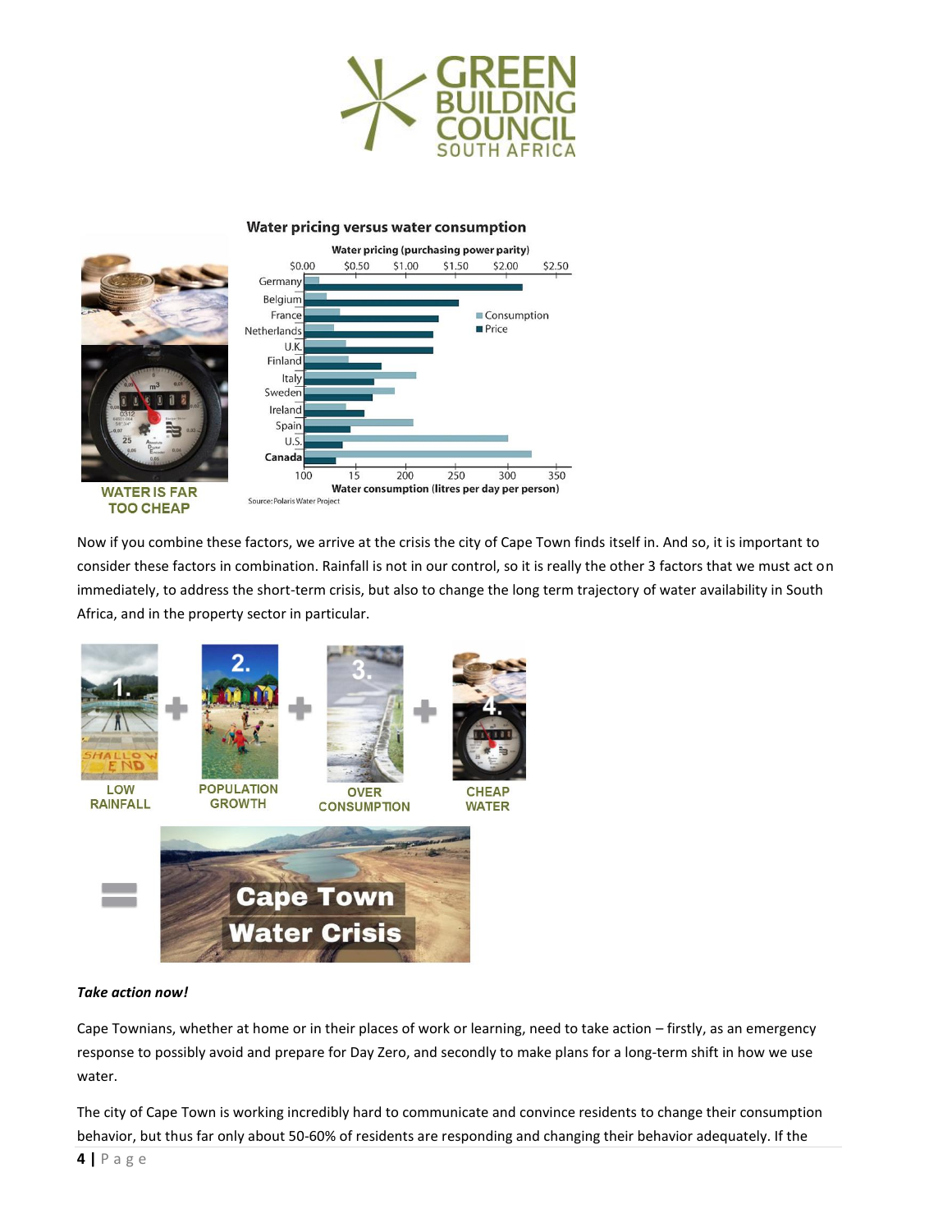Now if you combine these factors, we arrive at the crisis the city of Cape Town finds itself in. And so, it is important to consider these factors in combination. Rainfall is not in our control, so it is really the other 3 factors that we must act on immediately, to address the short-term crisis, but also to change the long term trajectory of water availability in South Africa, and in the property sector in particular.

***Take action now!***

Cape Townians, whether at home or in their places of work or learning, need to take action – firstly, as an emergency response to possibly avoid and prepare for Day Zero, and secondly to make plans for a long-term shift in how we use water.

The city of Cape Town is working incredibly hard to communicate and convince residents to change their consumption behavior, but thus far only about 50-60% of residents are responding and changing their behavior adequately. If the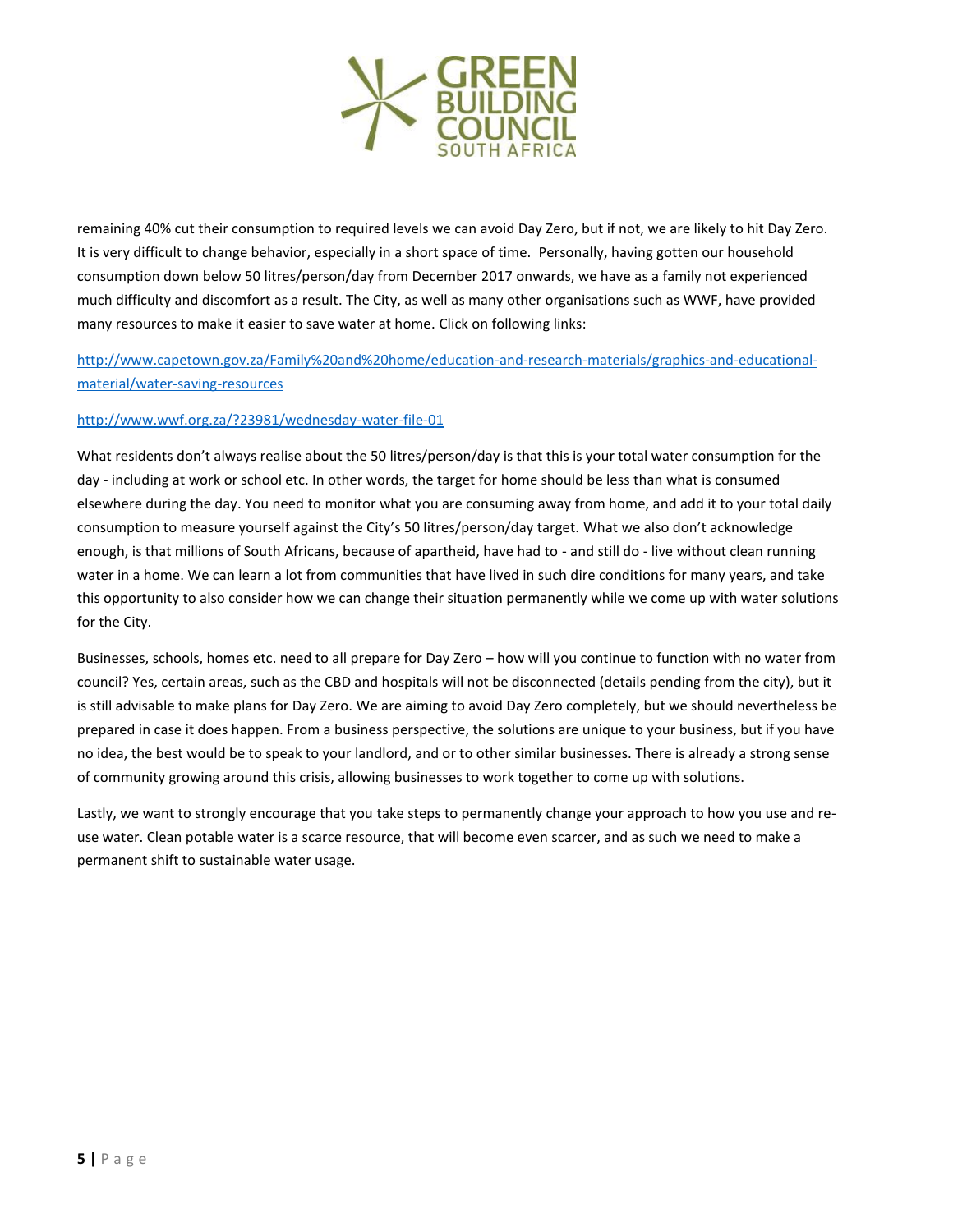remaining 40% cut their consumption to required levels we can avoid Day Zero, but if not, we are likely to hit Day Zero. It is very difficult to change behavior, especially in a short space of time. Personally, having gotten our household consumption down below 50 litres/person/day from December 2017 onwards, we have as a family not experienced much difficulty and discomfort as a result. The City, as well as many other organisations such as WWF, have provided many resources to make it easier to save water at home. Click on following links:

http://www.capetown.gov.za/Family%20and%20home/education-and-research-materials/graphics-and-educational-material/water-saving-resources

http://www.wwf.org.za/?23981/wednesday-water-file-01

What residents don't always realise about the 50 litres/person/day is that this is your total water consumption for the day - including at work or school etc. In other words, the target for home should be less than what is consumed elsewhere during the day. You need to monitor what you are consuming away from home, and add it to your total daily consumption to measure yourself against the City's 50 litres/person/day target. What we also don't acknowledge enough, is that millions of South Africans, because of apartheid, have had to - and still do - live without clean running water in a home. We can learn a lot from communities that have lived in such dire conditions for many years, and take this opportunity to also consider how we can change their situation permanently while we come up with water solutions for the City.

Businesses, schools, homes etc. need to all prepare for Day Zero – how will you continue to function with no water from council? Yes, certain areas, such as the CBD and hospitals will not be disconnected (details pending from the city), but it is still advisable to make plans for Day Zero. We are aiming to avoid Day Zero completely, but we should nevertheless be prepared in case it does happen. From a business perspective, the solutions are unique to your business, but if you have no idea, the best would be to speak to your landlord, and or to other similar businesses. There is already a strong sense of community growing around this crisis, allowing businesses to work together to come up with solutions.

Lastly, we want to strongly encourage that you take steps to permanently change your approach to how you use and re-use water. Clean potable water is a scarce resource, that will become even scarcer, and as such we need to make a permanent shift to sustainable water usage.